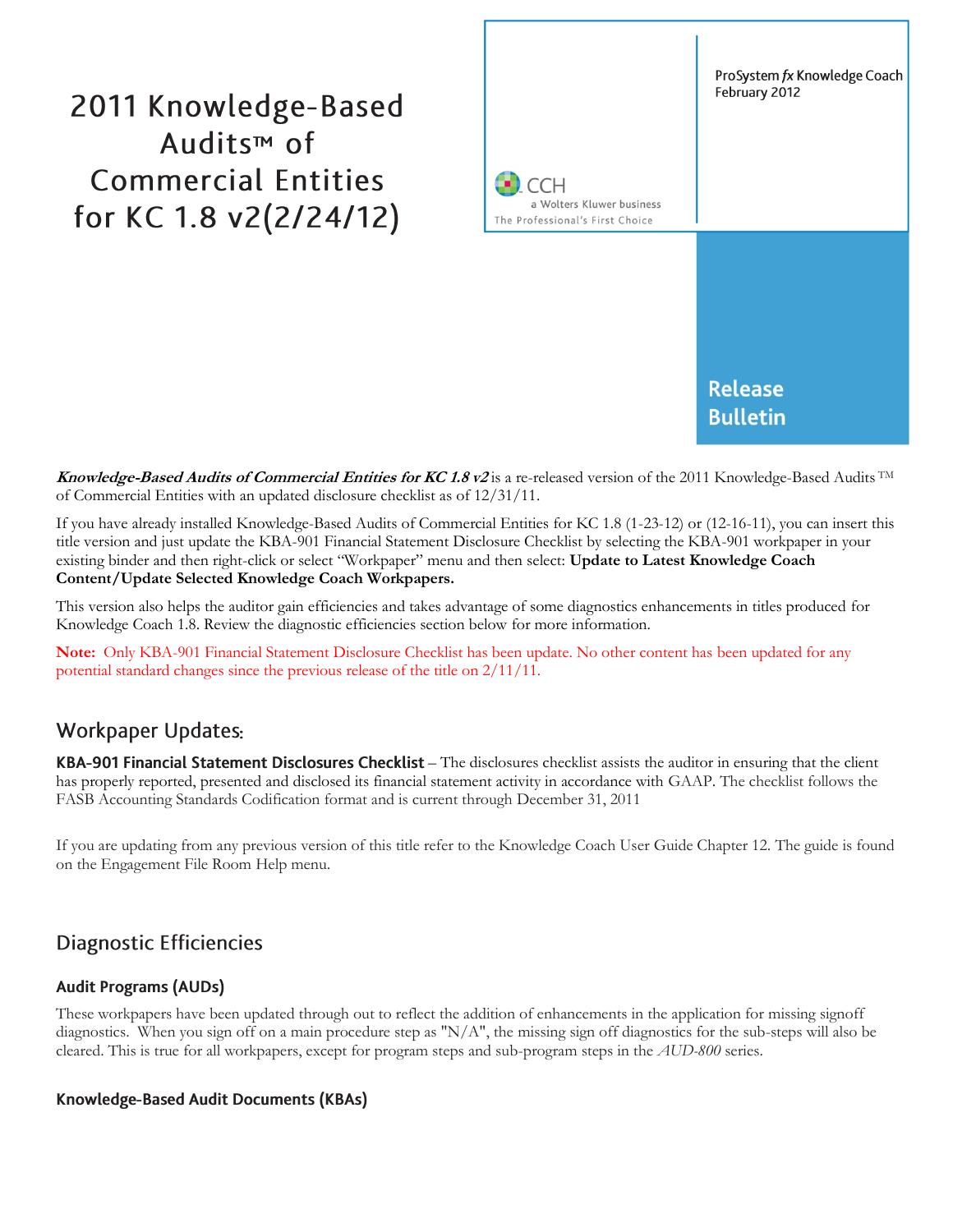# 2011 Knowledge-Based Audits™ of Commercial Entities for KC 1.8 v2(2/24/12)

ProSystem *fx* Knowledge Coach
February 2012

CCH
a Wolters Kluwer business
The Professional's First Choice

**Release Bulletin**

***Knowledge-Based Audits of Commercial Entities for KC 1.8 v2*** is a re-released version of the 2011 Knowledge-Based Audits ™ of Commercial Entities with an updated disclosure checklist as of 12/31/11.

If you have already installed Knowledge-Based Audits of Commercial Entities for KC 1.8 (1-23-12) or (12-16-11), you can insert this title version and just update the KBA-901 Financial Statement Disclosure Checklist by selecting the KBA-901 workpaper in your existing binder and then right-click or select "Workpaper" menu and then select: **Update to Latest Knowledge Coach Content/Update Selected Knowledge Coach Workpapers.**

This version also helps the auditor gain efficiencies and takes advantage of some diagnostics enhancements in titles produced for Knowledge Coach 1.8. Review the diagnostic efficiencies section below for more information.

**Note:** Only KBA-901 Financial Statement Disclosure Checklist has been update. No other content has been updated for any potential standard changes since the previous release of the title on 2/11/11.

## Workpaper Updates:

**KBA-901 Financial Statement Disclosures Checklist** – The disclosures checklist assists the auditor in ensuring that the client has properly reported, presented and disclosed its financial statement activity in accordance with GAAP. The checklist follows the FASB Accounting Standards Codification format and is current through December 31, 2011

If you are updating from any previous version of this title refer to the Knowledge Coach User Guide Chapter 12. The guide is found on the Engagement File Room Help menu.

## Diagnostic Efficiencies

### Audit Programs (AUDs)

These workpapers have been updated through out to reflect the addition of enhancements in the application for missing signoff diagnostics. When you sign off on a main procedure step as "N/A", the missing sign off diagnostics for the sub-steps will also be cleared. This is true for all workpapers, except for program steps and sub-program steps in the *AUD-800* series.

### Knowledge-Based Audit Documents (KBAs)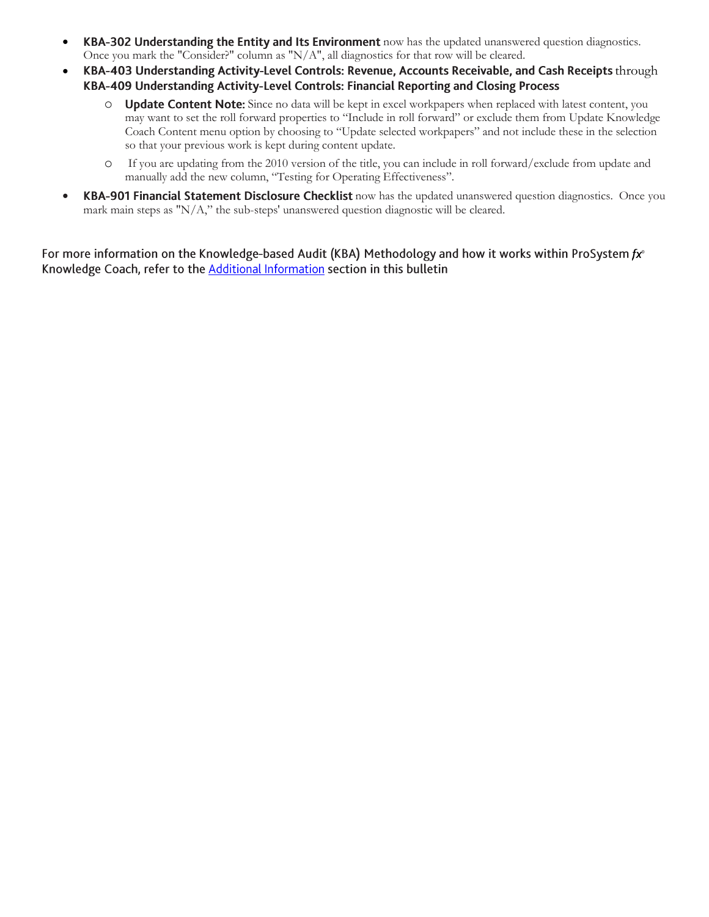- **KBA-302 Understanding the Entity and Its Environment** now has the updated unanswered question diagnostics. Once you mark the "Consider?" column as "N/A", all diagnostics for that row will be cleared.
- **KBA-403 Understanding Activity-Level Controls: Revenue, Accounts Receivable, and Cash Receipts** through **KBA-409 Understanding Activity-Level Controls: Financial Reporting and Closing Process**
    - **Update Content Note:** Since no data will be kept in excel workpapers when replaced with latest content, you may want to set the roll forward properties to "Include in roll forward" or exclude them from Update Knowledge Coach Content menu option by choosing to "Update selected workpapers" and not include these in the selection so that your previous work is kept during content update.
    - If you are updating from the 2010 version of the title, you can include in roll forward/exclude from update and manually add the new column, "Testing for Operating Effectiveness".
- **KBA-901 Financial Statement Disclosure Checklist** now has the updated unanswered question diagnostics. Once you mark main steps as "N/A," the sub-steps' unanswered question diagnostic will be cleared.

For more information on the Knowledge-based Audit (KBA) Methodology and how it works within ProSystem *fx*® Knowledge Coach, refer to the Additional Information section in this bulletin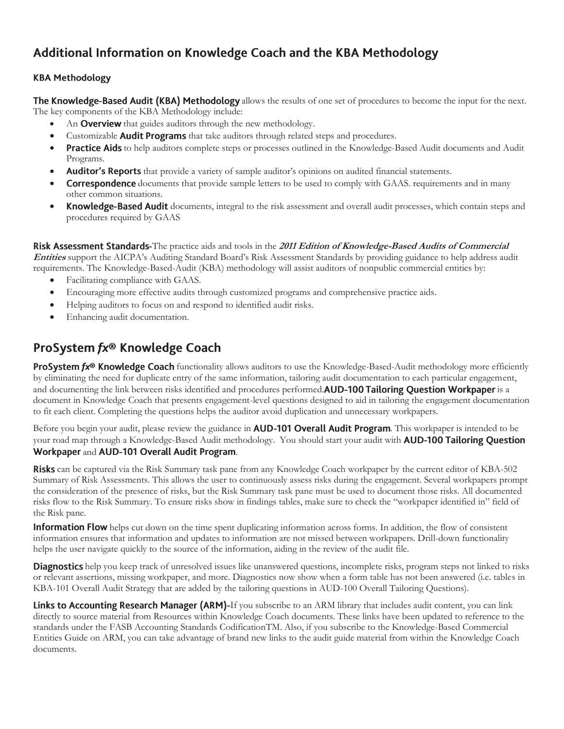## Additional Information on Knowledge Coach and the KBA Methodology

### KBA Methodology

**The Knowledge-Based Audit (KBA) Methodology** allows the results of one set of procedures to become the input for the next. The key components of the KBA Methodology include:

- An **Overview** that guides auditors through the new methodology.
- Customizable **Audit Programs** that take auditors through related steps and procedures.
- **Practice Aids** to help auditors complete steps or processes outlined in the Knowledge-Based Audit documents and Audit Programs.
- **Auditor's Reports** that provide a variety of sample auditor's opinions on audited financial statements.
- **Correspondence** documents that provide sample letters to be used to comply with GAAS. requirements and in many other common situations.
- **Knowledge-Based Audit** documents, integral to the risk assessment and overall audit processes, which contain steps and procedures required by GAAS

**Risk Assessment Standards-**The practice aids and tools in the ***2011 Edition of Knowledge-Based Audits of Commercial Entities*** support the AICPA's Auditing Standard Board's Risk Assessment Standards by providing guidance to help address audit requirements. The Knowledge-Based-Audit (KBA) methodology will assist auditors of nonpublic commercial entities by:

- Facilitating compliance with GAAS.
- Encouraging more effective audits through customized programs and comprehensive practice aids.
- Helping auditors to focus on and respond to identified audit risks.
- Enhancing audit documentation.

## ProSystem *fx*® Knowledge Coach

**ProSystem *fx*® Knowledge Coach** functionality allows auditors to use the Knowledge-Based-Audit methodology more efficiently by eliminating the need for duplicate entry of the same information, tailoring audit documentation to each particular engagement, and documenting the link between risks identified and procedures performed.**AUD-100 Tailoring Question Workpaper** is a document in Knowledge Coach that presents engagement-level questions designed to aid in tailoring the engagement documentation to fit each client. Completing the questions helps the auditor avoid duplication and unnecessary workpapers.

Before you begin your audit, please review the guidance in **AUD-101 Overall Audit Program**. This workpaper is intended to be your road map through a Knowledge-Based Audit methodology. You should start your audit with **AUD-100 Tailoring Question Workpaper** and **AUD-101 Overall Audit Program**.

**Risks** can be captured via the Risk Summary task pane from any Knowledge Coach workpaper by the current editor of KBA-502 Summary of Risk Assessments. This allows the user to continuously assess risks during the engagement. Several workpapers prompt the consideration of the presence of risks, but the Risk Summary task pane must be used to document those risks. All documented risks flow to the Risk Summary. To ensure risks show in findings tables, make sure to check the "workpaper identified in" field of the Risk pane.

**Information Flow** helps cut down on the time spent duplicating information across forms. In addition, the flow of consistent information ensures that information and updates to information are not missed between workpapers. Drill-down functionality helps the user navigate quickly to the source of the information, aiding in the review of the audit file.

**Diagnostics** help you keep track of unresolved issues like unanswered questions, incomplete risks, program steps not linked to risks or relevant assertions, missing workpaper, and more. Diagnostics now show when a form table has not been answered (i.e. tables in KBA-101 Overall Audit Strategy that are added by the tailoring questions in AUD-100 Overall Tailoring Questions).

**Links to Accounting Research Manager (ARM)-**If you subscribe to an ARM library that includes audit content, you can link directly to source material from Resources within Knowledge Coach documents. These links have been updated to reference to the standards under the FASB Accounting Standards CodificationTM. Also, if you subscribe to the Knowledge-Based Commercial Entities Guide on ARM, you can take advantage of brand new links to the audit guide material from within the Knowledge Coach documents.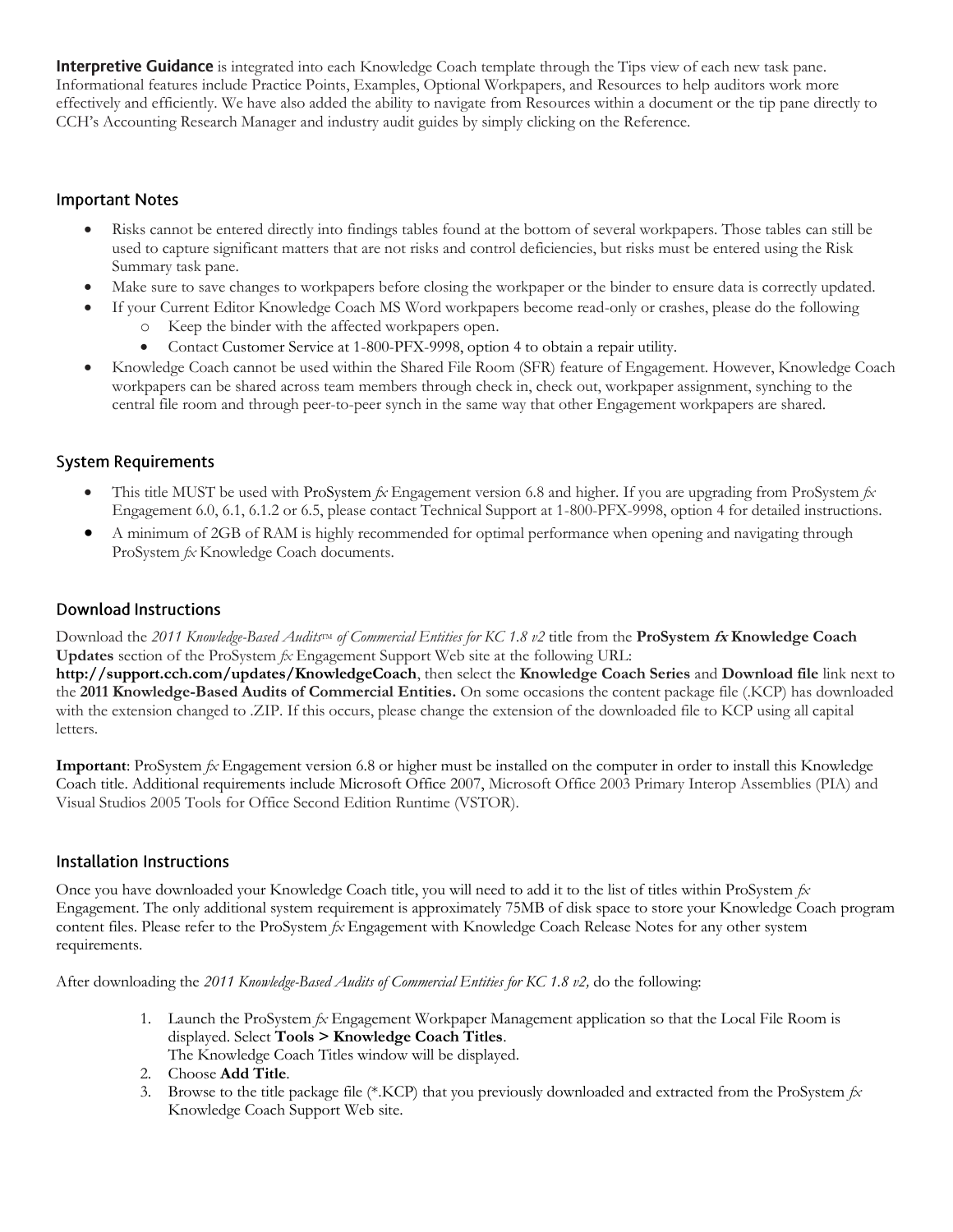**Interpretive Guidance** is integrated into each Knowledge Coach template through the Tips view of each new task pane. Informational features include Practice Points, Examples, Optional Workpapers, and Resources to help auditors work more effectively and efficiently. We have also added the ability to navigate from Resources within a document or the tip pane directly to CCH's Accounting Research Manager and industry audit guides by simply clicking on the Reference.

## Important Notes

- Risks cannot be entered directly into findings tables found at the bottom of several workpapers. Those tables can still be used to capture significant matters that are not risks and control deficiencies, but risks must be entered using the Risk Summary task pane.
- Make sure to save changes to workpapers before closing the workpaper or the binder to ensure data is correctly updated.
- If your Current Editor Knowledge Coach MS Word workpapers become read-only or crashes, please do the following
  - Keep the binder with the affected workpapers open.
  - Contact Customer Service at 1-800-PFX-9998, option 4 to obtain a repair utility.
- Knowledge Coach cannot be used within the Shared File Room (SFR) feature of Engagement. However, Knowledge Coach workpapers can be shared across team members through check in, check out, workpaper assignment, synching to the central file room and through peer-to-peer synch in the same way that other Engagement workpapers are shared.

## System Requirements

- This title MUST be used with ProSystem *fx* Engagement version 6.8 and higher. If you are upgrading from ProSystem *fx* Engagement 6.0, 6.1, 6.1.2 or 6.5, please contact Technical Support at 1-800-PFX-9998, option 4 for detailed instructions.
- A minimum of 2GB of RAM is highly recommended for optimal performance when opening and navigating through ProSystem *fx* Knowledge Coach documents.

## Download Instructions

Download the *2011 Knowledge-Based Audits™ of Commercial Entities for KC 1.8 v2* title from the **ProSystem *fx* Knowledge Coach Updates** section of the ProSystem *fx* Engagement Support Web site at the following URL: **http://support.cch.com/updates/KnowledgeCoach**, then select the **Knowledge Coach Series** and **Download file** link next to the **2011 Knowledge-Based Audits of Commercial Entities.** On some occasions the content package file (.KCP) has downloaded with the extension changed to .ZIP. If this occurs, please change the extension of the downloaded file to KCP using all capital letters.

**Important**: ProSystem *fx* Engagement version 6.8 or higher must be installed on the computer in order to install this Knowledge Coach title. Additional requirements include Microsoft Office 2007, Microsoft Office 2003 Primary Interop Assemblies (PIA) and Visual Studios 2005 Tools for Office Second Edition Runtime (VSTOR).

## Installation Instructions

Once you have downloaded your Knowledge Coach title, you will need to add it to the list of titles within ProSystem *fx* Engagement. The only additional system requirement is approximately 75MB of disk space to store your Knowledge Coach program content files. Please refer to the ProSystem *fx* Engagement with Knowledge Coach Release Notes for any other system requirements.

After downloading the *2011 Knowledge-Based Audits of Commercial Entities for KC 1.8 v2,* do the following:

1. Launch the ProSystem *fx* Engagement Workpaper Management application so that the Local File Room is displayed. Select **Tools > Knowledge Coach Titles**.
   The Knowledge Coach Titles window will be displayed.
2. Choose **Add Title**.
3. Browse to the title package file (*.KCP) that you previously downloaded and extracted from the ProSystem *fx* Knowledge Coach Support Web site.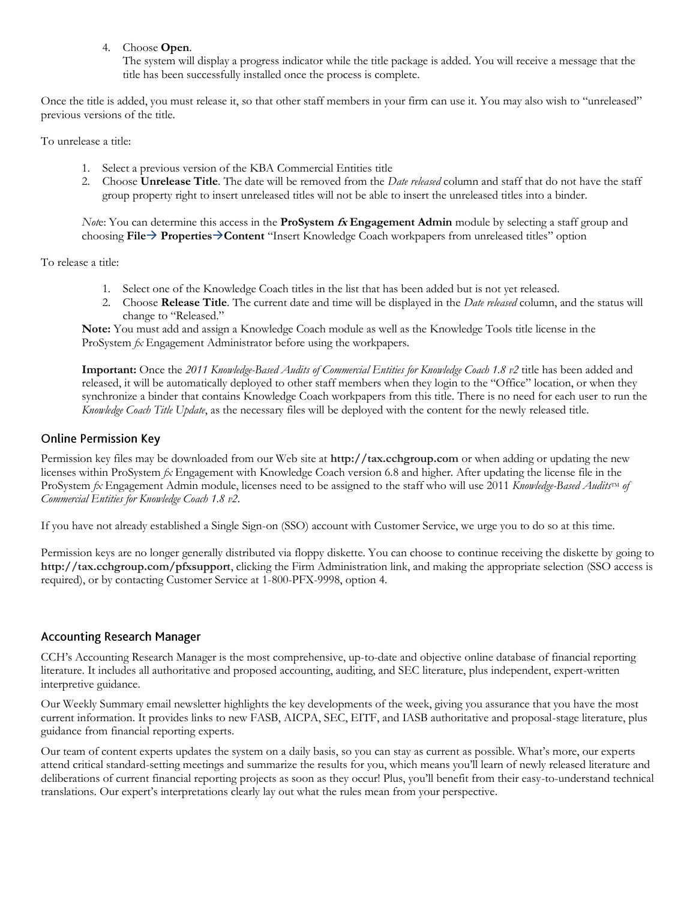4. Choose **Open**.
   The system will display a progress indicator while the title package is added. You will receive a message that the title has been successfully installed once the process is complete.

Once the title is added, you must release it, so that other staff members in your firm can use it. You may also wish to "unreleased" previous versions of the title.

To unrelease a title:

1. Select a previous version of the KBA Commercial Entities title
2. Choose **Unrelease Title**. The date will be removed from the *Date released* column and staff that do not have the staff group property right to insert unreleased titles will not be able to insert the unreleased titles into a binder.

*Note*: You can determine this access in the **ProSystem *fx* Engagement Admin** module by selecting a staff group and choosing **File→ Properties→Content** "Insert Knowledge Coach workpapers from unreleased titles" option

To release a title:

1. Select one of the Knowledge Coach titles in the list that has been added but is not yet released.
2. Choose **Release Title**. The current date and time will be displayed in the *Date released* column, and the status will change to "Released."

**Note:** You must add and assign a Knowledge Coach module as well as the Knowledge Tools title license in the ProSystem *fx* Engagement Administrator before using the workpapers.

**Important:** Once the *2011 Knowledge-Based Audits of Commercial Entities for Knowledge Coach 1.8 v2* title has been added and released, it will be automatically deployed to other staff members when they login to the "Office" location, or when they synchronize a binder that contains Knowledge Coach workpapers from this title. There is no need for each user to run the *Knowledge Coach Title Update*, as the necessary files will be deployed with the content for the newly released title.

## Online Permission Key

Permission key files may be downloaded from our Web site at **http://tax.cchgroup.com** or when adding or updating the new licenses within ProSystem *fx* Engagement with Knowledge Coach version 6.8 and higher. After updating the license file in the ProSystem *fx* Engagement Admin module, licenses need to be assigned to the staff who will use 2011 *Knowledge-Based Audits™ of Commercial Entities for Knowledge Coach 1.8 v2*.

If you have not already established a Single Sign-on (SSO) account with Customer Service, we urge you to do so at this time.

Permission keys are no longer generally distributed via floppy diskette. You can choose to continue receiving the diskette by going to **http://tax.cchgroup.com/pfxsupport**, clicking the Firm Administration link, and making the appropriate selection (SSO access is required), or by contacting Customer Service at 1-800-PFX-9998, option 4.

## Accounting Research Manager

CCH's Accounting Research Manager is the most comprehensive, up-to-date and objective online database of financial reporting literature. It includes all authoritative and proposed accounting, auditing, and SEC literature, plus independent, expert-written interpretive guidance.

Our Weekly Summary email newsletter highlights the key developments of the week, giving you assurance that you have the most current information. It provides links to new FASB, AICPA, SEC, EITF, and IASB authoritative and proposal-stage literature, plus guidance from financial reporting experts.

Our team of content experts updates the system on a daily basis, so you can stay as current as possible. What's more, our experts attend critical standard-setting meetings and summarize the results for you, which means you'll learn of newly released literature and deliberations of current financial reporting projects as soon as they occur! Plus, you'll benefit from their easy-to-understand technical translations. Our expert's interpretations clearly lay out what the rules mean from your perspective.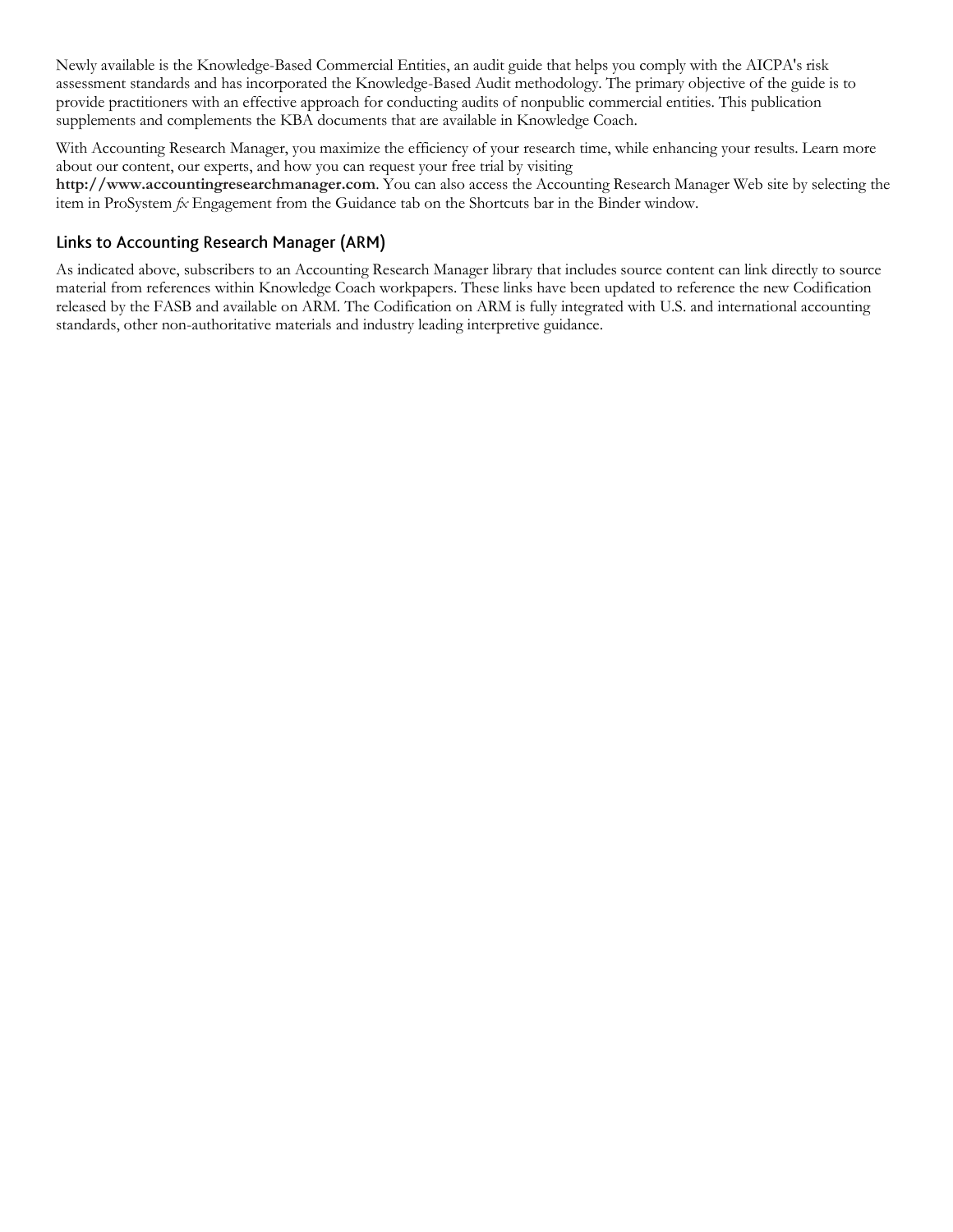Newly available is the Knowledge-Based Commercial Entities, an audit guide that helps you comply with the AICPA's risk assessment standards and has incorporated the Knowledge-Based Audit methodology. The primary objective of the guide is to provide practitioners with an effective approach for conducting audits of nonpublic commercial entities. This publication supplements and complements the KBA documents that are available in Knowledge Coach.

With Accounting Research Manager, you maximize the efficiency of your research time, while enhancing your results. Learn more about our content, our experts, and how you can request your free trial by visiting **http://www.accountingresearchmanager.com**. You can also access the Accounting Research Manager Web site by selecting the item in ProSystem *fx* Engagement from the Guidance tab on the Shortcuts bar in the Binder window.

## Links to Accounting Research Manager (ARM)

As indicated above, subscribers to an Accounting Research Manager library that includes source content can link directly to source material from references within Knowledge Coach workpapers. These links have been updated to reference the new Codification released by the FASB and available on ARM. The Codification on ARM is fully integrated with U.S. and international accounting standards, other non-authoritative materials and industry leading interpretive guidance.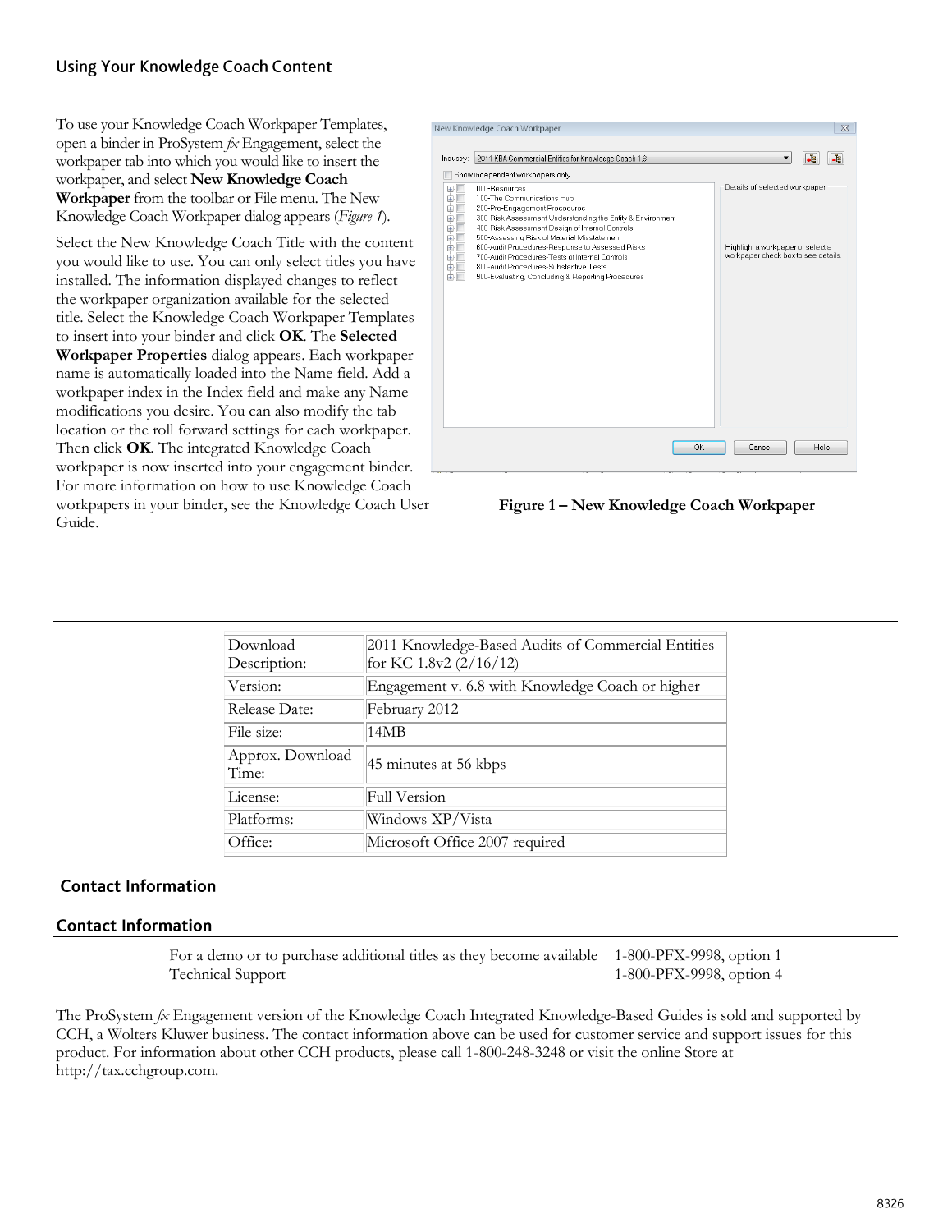## Using Your Knowledge Coach Content

To use your Knowledge Coach Workpaper Templates, open a binder in ProSystem *fx* Engagement, select the workpaper tab into which you would like to insert the workpaper, and select **New Knowledge Coach Workpaper** from the toolbar or File menu. The New Knowledge Coach Workpaper dialog appears (*Figure 1*).

Select the New Knowledge Coach Title with the content you would like to use. You can only select titles you have installed. The information displayed changes to reflect the workpaper organization available for the selected title. Select the Knowledge Coach Workpaper Templates to insert into your binder and click **OK**. The **Selected Workpaper Properties** dialog appears. Each workpaper name is automatically loaded into the Name field. Add a workpaper index in the Index field and make any Name modifications you desire. You can also modify the tab location or the roll forward settings for each workpaper. Then click **OK**. The integrated Knowledge Coach workpaper is now inserted into your engagement binder. For more information on how to use Knowledge Coach workpapers in your binder, see the Knowledge Coach User Guide.

**Figure 1 – New Knowledge Coach Workpaper**

| | |
|---|---|
| Download Description: | 2011 Knowledge-Based Audits of Commercial Entities for KC 1.8v2 (2/16/12) |
| Version: | Engagement v. 6.8 with Knowledge Coach or higher |
| Release Date: | February 2012 |
| File size: | 14MB |
| Approx. Download Time: | 45 minutes at 56 kbps |
| License: | Full Version |
| Platforms: | Windows XP/Vista |
| Office: | Microsoft Office 2007 required |

## Contact Information

## Contact Information

| | |
|---|---|
| For a demo or to purchase additional titles as they become available | 1-800-PFX-9998, option 1 |
| Technical Support | 1-800-PFX-9998, option 4 |

The ProSystem *fx* Engagement version of the Knowledge Coach Integrated Knowledge-Based Guides is sold and supported by CCH, a Wolters Kluwer business. The contact information above can be used for customer service and support issues for this product. For information about other CCH products, please call 1-800-248-3248 or visit the online Store at http://tax.cchgroup.com.